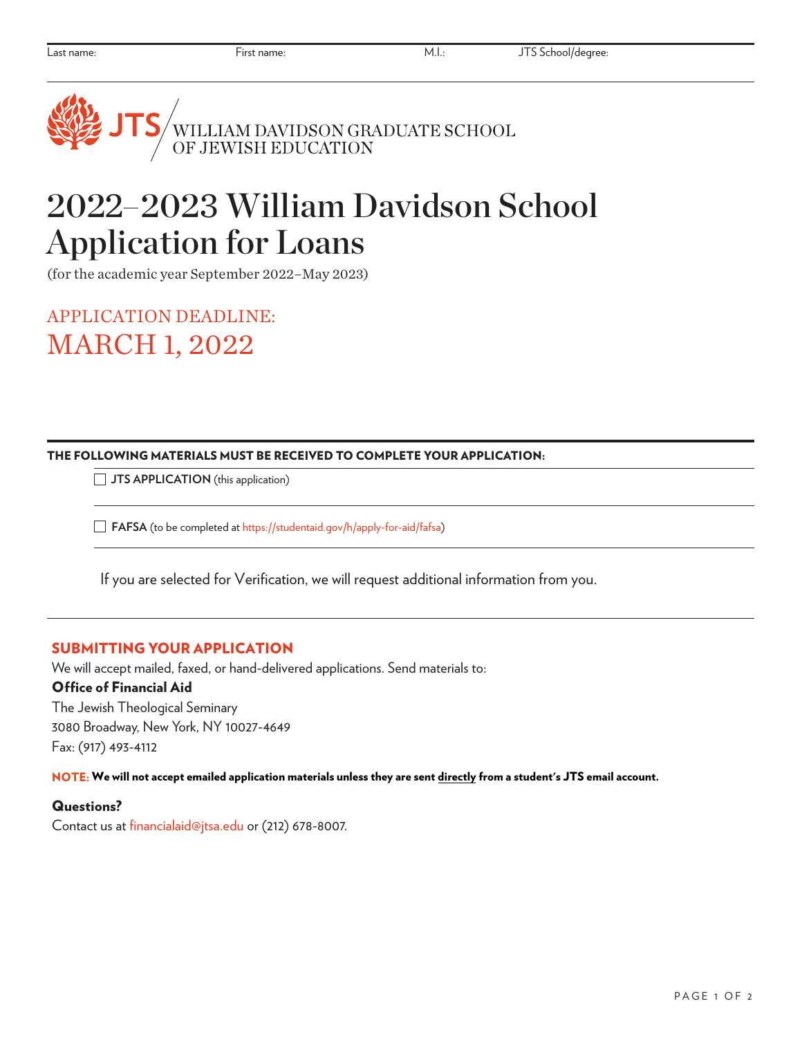| Last name: | First name: | M.I.: | JTS School/degree: |
|---|---|---|---|
| | | | |

JTS WILLIAM DAVIDSON GRADUATE SCHOOL OF JEWISH EDUCATION

# 2022–2023 William Davidson School Application for Loans

(for the academic year September 2022–May 2023)

## APPLICATION DEADLINE: MARCH 1, 2022

**THE FOLLOWING MATERIALS MUST BE RECEIVED TO COMPLETE YOUR APPLICATION:**

- ☐ **JTS APPLICATION** (this application)
- ☐ **FAFSA** (to be completed at https://studentaid.gov/h/apply-for-aid/fafsa)

If you are selected for Verification, we will request additional information from you.

### SUBMITTING YOUR APPLICATION

We will accept mailed, faxed, or hand-delivered applications. Send materials to:

**Office of Financial Aid**
The Jewish Theological Seminary
3080 Broadway, New York, NY 10027-4649
Fax: (917) 493-4112

**NOTE: We will not accept emailed application materials unless they are sent directly from a student's JTS email account.**

**Questions?**
Contact us at financialaid@jtsa.edu or (212) 678-8007.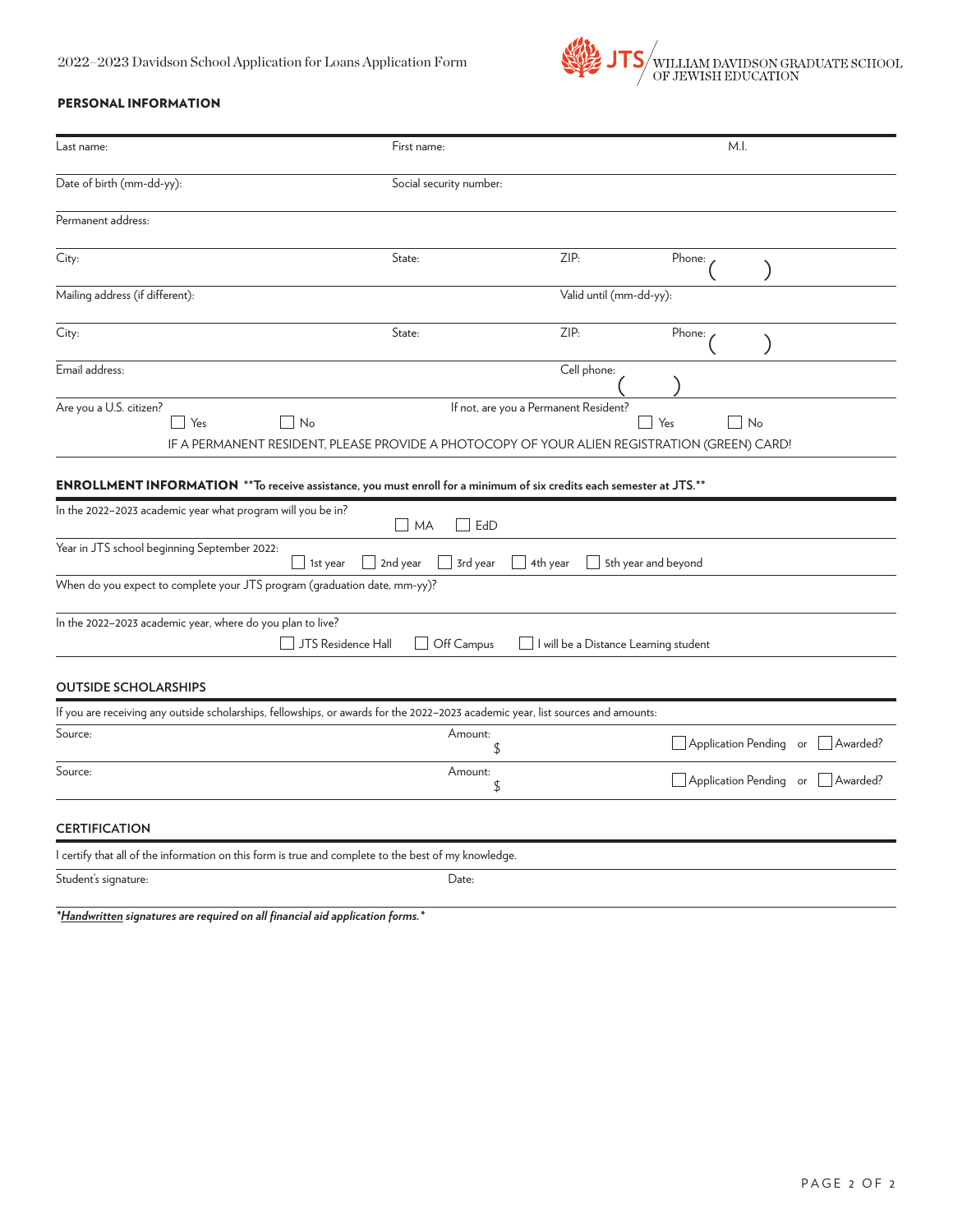2022–2023 Davidson School Application for Loans Application Form

JTS / WILLIAM DAVIDSON GRADUATE SCHOOL OF JEWISH EDUCATION

## PERSONAL INFORMATION

| | | | |
|---|---|---|---|
| Last name: | First name: | | M.I. |
| Date of birth (mm-dd-yy): | Social security number: | | |
| Permanent address: | | | |
| City: | State: | ZIP: | Phone: ( ) |
| Mailing address (if different): | | Valid until (mm-dd-yy): | |
| City: | State: | ZIP: | Phone: ( ) |
| Email address: | | Cell phone: ( ) | |

Are you a U.S. citizen? ☐ Yes ☐ No

If not, are you a Permanent Resident? ☐ Yes ☐ No

IF A PERMANENT RESIDENT, PLEASE PROVIDE A PHOTOCOPY OF YOUR ALIEN REGISTRATION (GREEN) CARD!

## ENROLLMENT INFORMATION

**\*\*To receive assistance, you must enroll for a minimum of six credits each semester at JTS.\*\***

In the 2022–2023 academic year what program will you be in? ☐ MA ☐ EdD

Year in JTS school beginning September 2022: ☐ 1st year ☐ 2nd year ☐ 3rd year ☐ 4th year ☐ 5th year and beyond

When do you expect to complete your JTS program (graduation date, mm-yy)?

In the 2022–2023 academic year, where do you plan to live? ☐ JTS Residence Hall ☐ Off Campus ☐ I will be a Distance Learning student

## OUTSIDE SCHOLARSHIPS

If you are receiving any outside scholarships, fellowships, or awards for the 2022–2023 academic year, list sources and amounts:

| | | |
|---|---|---|
| Source: | Amount: $ | ☐ Application Pending or ☐ Awarded? |
| Source: | Amount: $ | ☐ Application Pending or ☐ Awarded? |

## CERTIFICATION

I certify that all of the information on this form is true and complete to the best of my knowledge.

| | |
|---|---|
| Student's signature: | Date: |

***Handwritten** signatures are required on all financial aid application forms.**